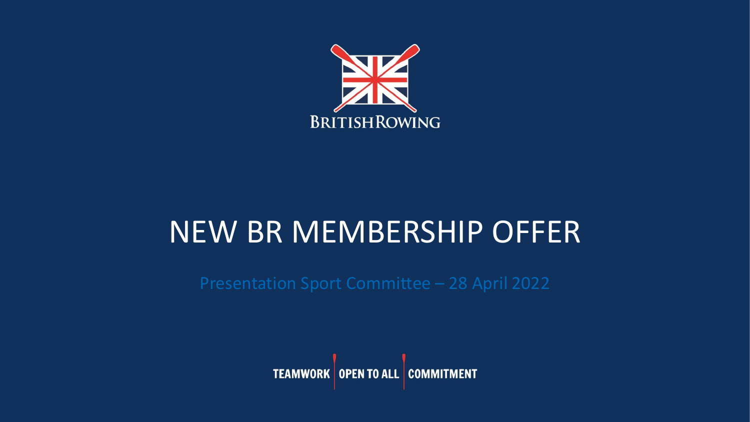BRITISH ROWING

# NEW BR MEMBERSHIP OFFER

Presentation Sport Committee – 28 April 2022

TEAMWORK | OPEN TO ALL | COMMITMENT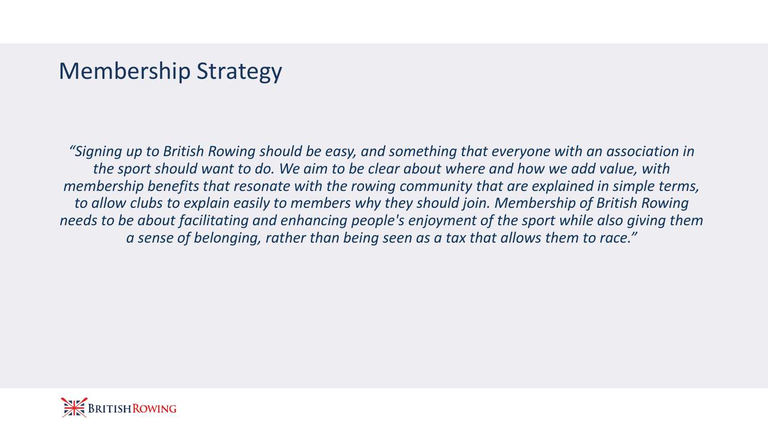# Membership Strategy

*"Signing up to British Rowing should be easy, and something that everyone with an association in the sport should want to do. We aim to be clear about where and how we add value, with membership benefits that resonate with the rowing community that are explained in simple terms, to allow clubs to explain easily to members why they should join. Membership of British Rowing needs to be about facilitating and enhancing people's enjoyment of the sport while also giving them a sense of belonging, rather than being seen as a tax that allows them to race."*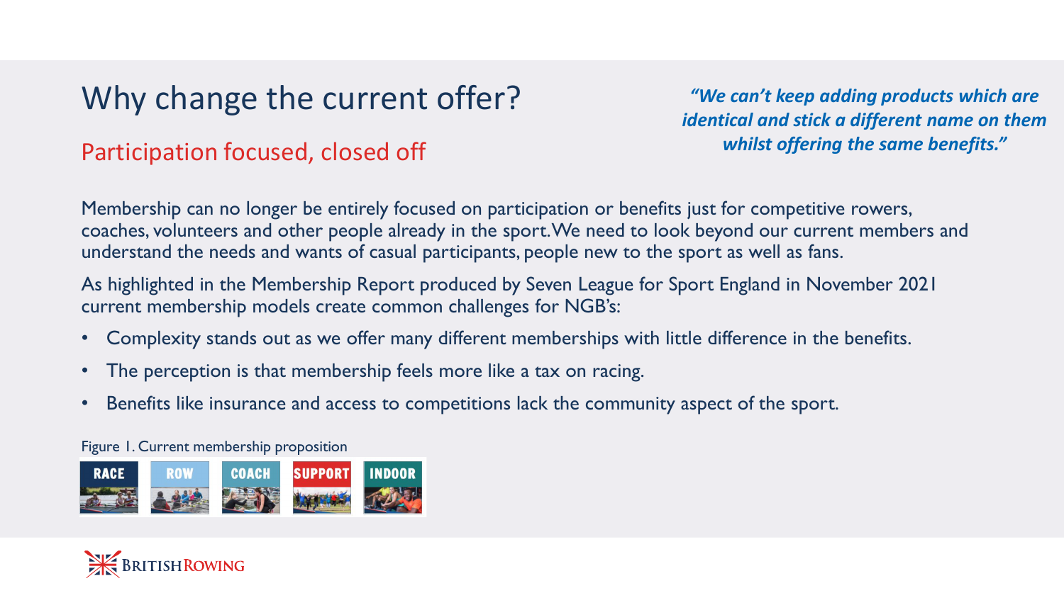# Why change the current offer?

## Participation focused, closed off

***"We can't keep adding products which are identical and stick a different name on them whilst offering the same benefits."***

Membership can no longer be entirely focused on participation or benefits just for competitive rowers, coaches, volunteers and other people already in the sport. We need to look beyond our current members and understand the needs and wants of casual participants, people new to the sport as well as fans.

As highlighted in the Membership Report produced by Seven League for Sport England in November 2021 current membership models create common challenges for NGB's:

- Complexity stands out as we offer many different memberships with little difference in the benefits.
- The perception is that membership feels more like a tax on racing.
- Benefits like insurance and access to competitions lack the community aspect of the sport.

Figure 1. Current membership proposition

RACE | ROW | COACH | SUPPORT | INDOOR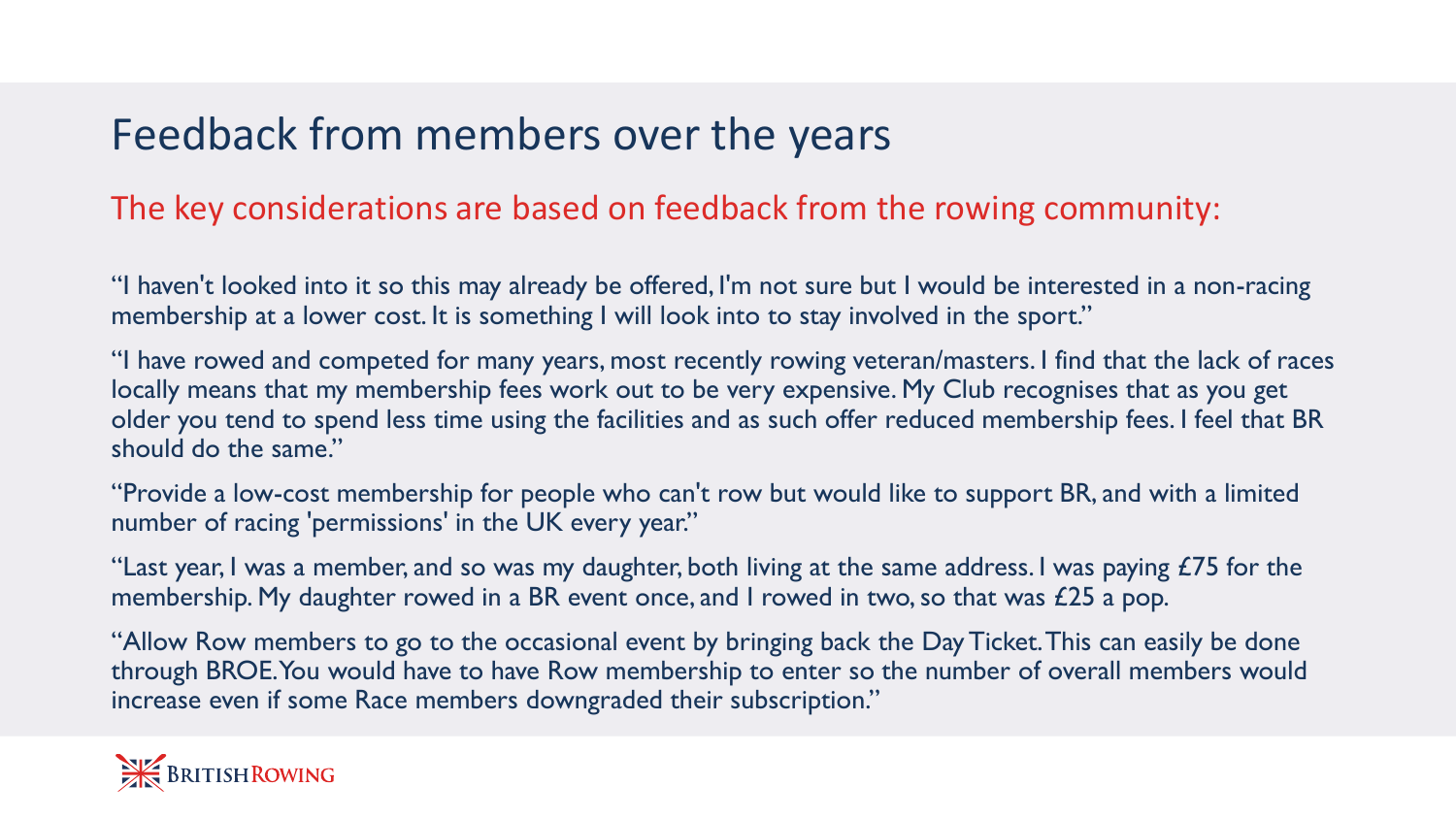# Feedback from members over the years

## The key considerations are based on feedback from the rowing community:

"I haven't looked into it so this may already be offered, I'm not sure but I would be interested in a non-racing membership at a lower cost. It is something I will look into to stay involved in the sport."

"I have rowed and competed for many years, most recently rowing veteran/masters. I find that the lack of races locally means that my membership fees work out to be very expensive. My Club recognises that as you get older you tend to spend less time using the facilities and as such offer reduced membership fees. I feel that BR should do the same."

"Provide a low-cost membership for people who can't row but would like to support BR, and with a limited number of racing 'permissions' in the UK every year."

"Last year, I was a member, and so was my daughter, both living at the same address. I was paying £75 for the membership. My daughter rowed in a BR event once, and I rowed in two, so that was £25 a pop.

"Allow Row members to go to the occasional event by bringing back the Day Ticket. This can easily be done through BROE. You would have to have Row membership to enter so the number of overall members would increase even if some Race members downgraded their subscription."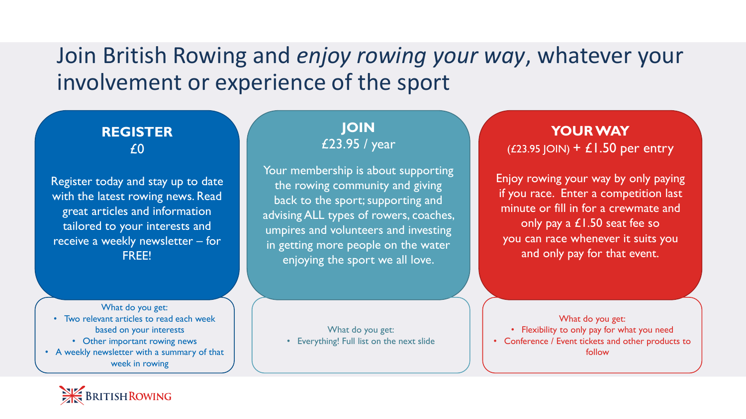# Join British Rowing and *enjoy rowing your way*, whatever your involvement or experience of the sport

## REGISTER
£0

Register today and stay up to date with the latest rowing news. Read great articles and information tailored to your interests and receive a weekly newsletter – for FREE!

What do you get:

- Two relevant articles to read each week based on your interests
- Other important rowing news
- A weekly newsletter with a summary of that week in rowing

## JOIN
£23.95 / year

Your membership is about supporting the rowing community and giving back to the sport; supporting and advising ALL types of rowers, coaches, umpires and volunteers and investing in getting more people on the water enjoying the sport we all love.

What do you get:

- Everything! Full list on the next slide

## YOUR WAY
(£23.95 JOIN) + £1.50 per entry

Enjoy rowing your way by only paying if you race. Enter a competition last minute or fill in for a crewmate and only pay a £1.50 seat fee so you can race whenever it suits you and only pay for that event.

What do you get:

- Flexibility to only pay for what you need
- Conference / Event tickets and other products to follow

BRITISH ROWING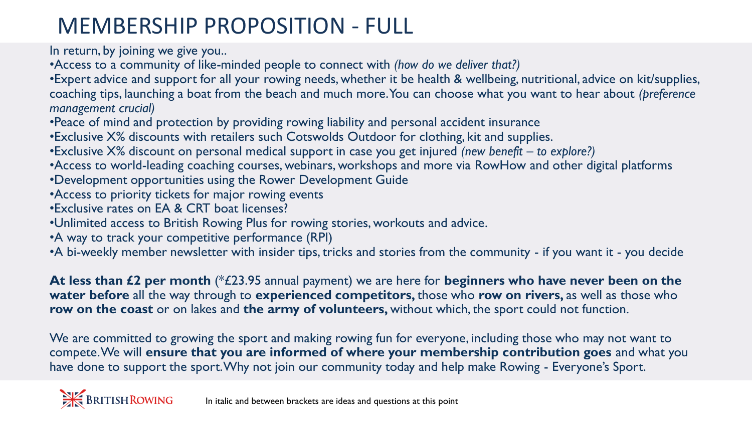# MEMBERSHIP PROPOSITION - FULL

In return, by joining we give you..

- Access to a community of like-minded people to connect with *(how do we deliver that?)*
- Expert advice and support for all your rowing needs, whether it be health & wellbeing, nutritional, advice on kit/supplies, coaching tips, launching a boat from the beach and much more. You can choose what you want to hear about *(preference management crucial)*
- Peace of mind and protection by providing rowing liability and personal accident insurance
- Exclusive X% discounts with retailers such Cotswolds Outdoor for clothing, kit and supplies.
- Exclusive X% discount on personal medical support in case you get injured *(new benefit – to explore?)*
- Access to world-leading coaching courses, webinars, workshops and more via RowHow and other digital platforms
- Development opportunities using the Rower Development Guide
- Access to priority tickets for major rowing events
- Exclusive rates on EA & CRT boat licenses?
- Unlimited access to British Rowing Plus for rowing stories, workouts and advice.
- A way to track your competitive performance (RPI)
- A bi-weekly member newsletter with insider tips, tricks and stories from the community - if you want it - you decide

**At less than £2 per month** (*£23.95 annual payment) we are here for **beginners who have never been on the water before** all the way through to **experienced competitors,** those who **row on rivers,** as well as those who **row on the coast** or on lakes and **the army of volunteers,** without which, the sport could not function.

We are committed to growing the sport and making rowing fun for everyone, including those who may not want to compete. We will **ensure that you are informed of where your membership contribution goes** and what you have done to support the sport. Why not join our community today and help make Rowing - Everyone's Sport.

In italic and between brackets are ideas and questions at this point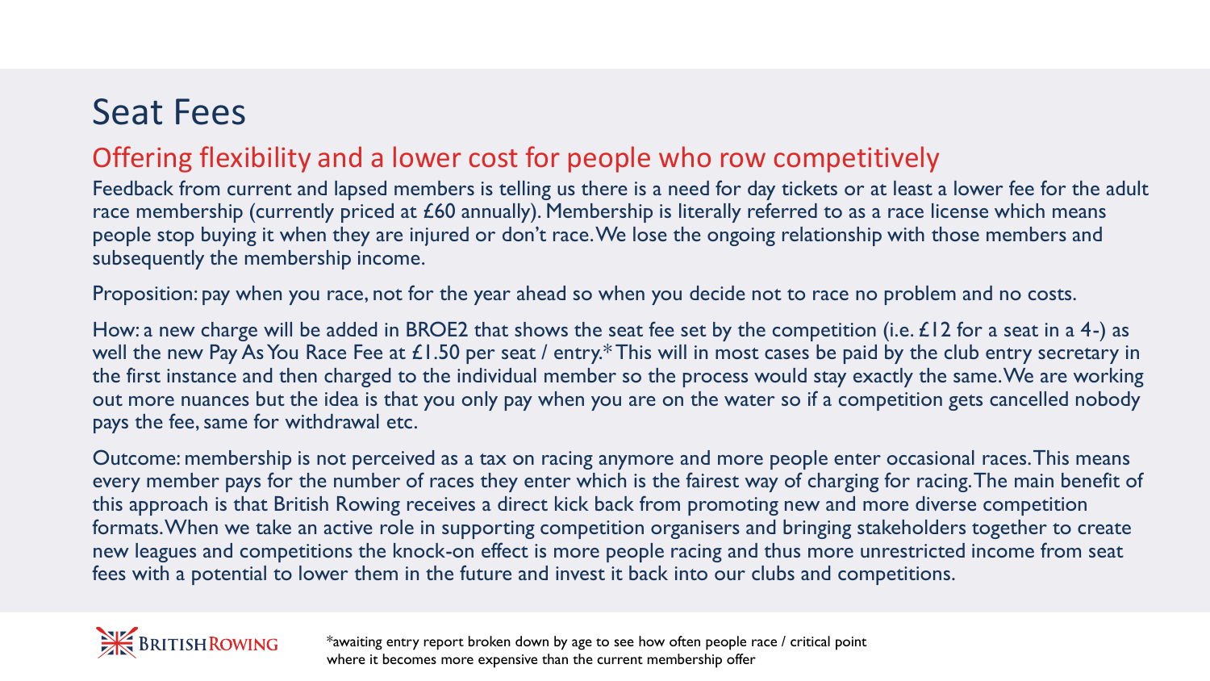# Seat Fees

## Offering flexibility and a lower cost for people who row competitively

Feedback from current and lapsed members is telling us there is a need for day tickets or at least a lower fee for the adult race membership (currently priced at £60 annually). Membership is literally referred to as a race license which means people stop buying it when they are injured or don't race. We lose the ongoing relationship with those members and subsequently the membership income.

Proposition: pay when you race, not for the year ahead so when you decide not to race no problem and no costs.

How: a new charge will be added in BROE2 that shows the seat fee set by the competition (i.e. £12 for a seat in a 4-) as well the new Pay As You Race Fee at £1.50 per seat / entry.* This will in most cases be paid by the club entry secretary in the first instance and then charged to the individual member so the process would stay exactly the same. We are working out more nuances but the idea is that you only pay when you are on the water so if a competition gets cancelled nobody pays the fee, same for withdrawal etc.

Outcome: membership is not perceived as a tax on racing anymore and more people enter occasional races. This means every member pays for the number of races they enter which is the fairest way of charging for racing. The main benefit of this approach is that British Rowing receives a direct kick back from promoting new and more diverse competition formats. When we take an active role in supporting competition organisers and bringing stakeholders together to create new leagues and competitions the knock-on effect is more people racing and thus more unrestricted income from seat fees with a potential to lower them in the future and invest it back into our clubs and competitions.

*awaiting entry report broken down by age to see how often people race / critical point where it becomes more expensive than the current membership offer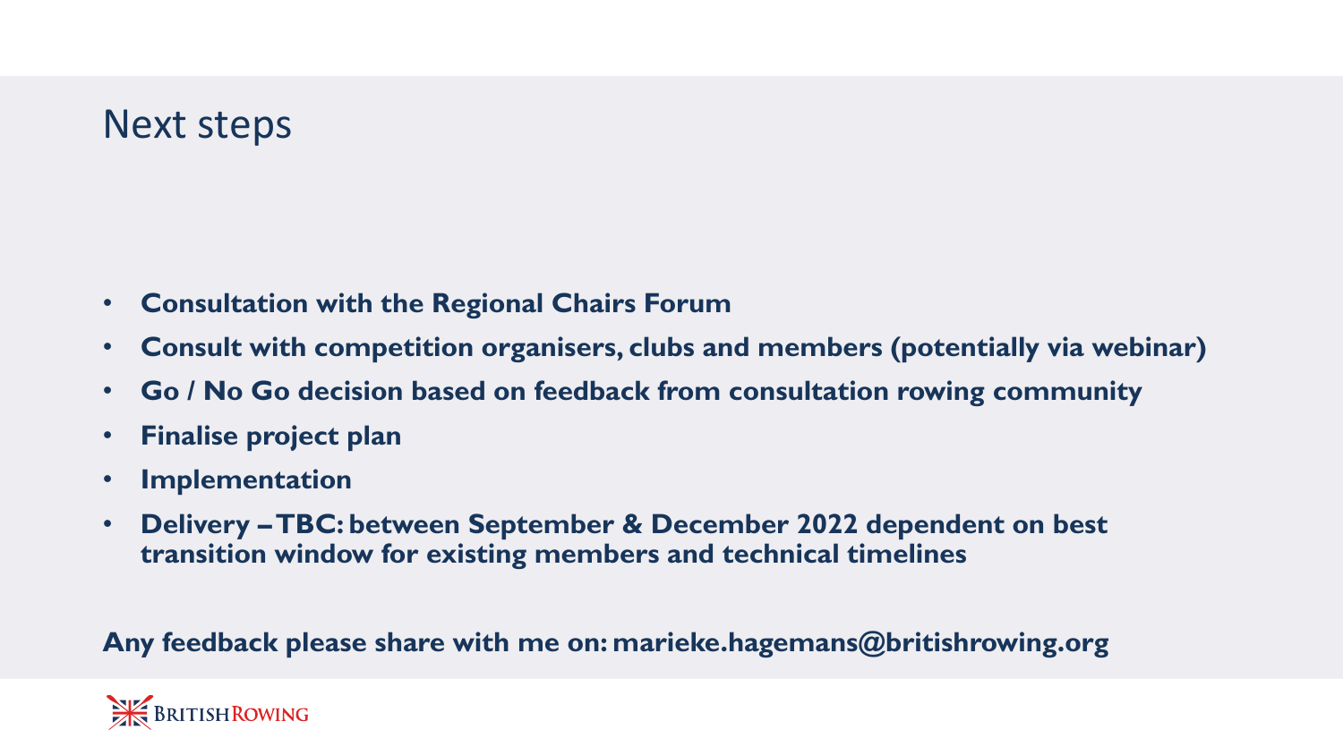# Next steps

- **Consultation with the Regional Chairs Forum**
- **Consult with competition organisers, clubs and members (potentially via webinar)**
- **Go / No Go decision based on feedback from consultation rowing community**
- **Finalise project plan**
- **Implementation**
- **Delivery – TBC: between September & December 2022 dependent on best transition window for existing members and technical timelines**

**Any feedback please share with me on: marieke.hagemans@britishrowing.org**

BRITISH ROWING